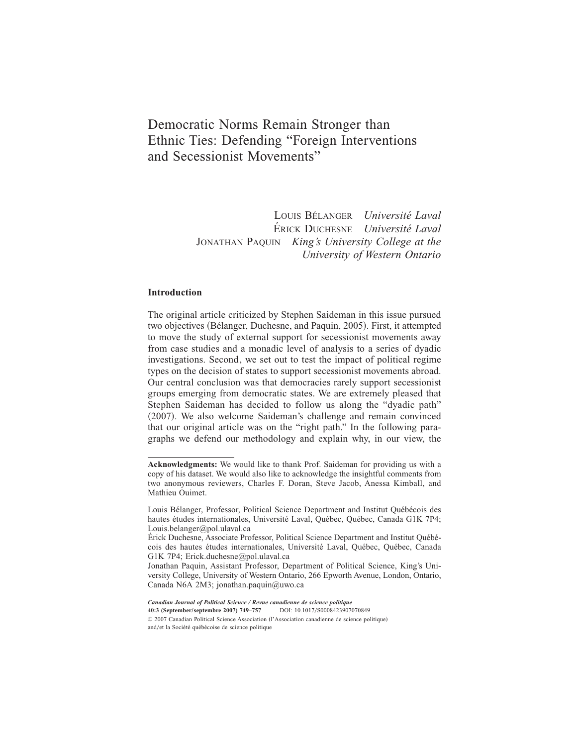# Democratic Norms Remain Stronger than Ethnic Ties: Defending "Foreign Interventions and Secessionist Movements"

Louis Bélanger *Université Laval*
Érick Duchesne *Université Laval*
Jonathan Paquin *King's University College at the University of Western Ontario*

## Introduction

The original article criticized by Stephen Saideman in this issue pursued two objectives (Bélanger, Duchesne, and Paquin, 2005). First, it attempted to move the study of external support for secessionist movements away from case studies and a monadic level of analysis to a series of dyadic investigations. Second, we set out to test the impact of political regime types on the decision of states to support secessionist movements abroad. Our central conclusion was that democracies rarely support secessionist groups emerging from democratic states. We are extremely pleased that Stephen Saideman has decided to follow us along the "dyadic path" (2007). We also welcome Saideman's challenge and remain convinced that our original article was on the "right path." In the following paragraphs we defend our methodology and explain why, in our view, the

---

**Acknowledgments:** We would like to thank Prof. Saideman for providing us with a copy of his dataset. We would also like to acknowledge the insightful comments from two anonymous reviewers, Charles F. Doran, Steve Jacob, Anessa Kimball, and Mathieu Ouimet.

Louis Bélanger, Professor, Political Science Department and Institut Québécois des hautes études internationales, Université Laval, Québec, Québec, Canada G1K 7P4; Louis.belanger@pol.ulaval.ca

Érick Duchesne, Associate Professor, Political Science Department and Institut Québécois des hautes études internationales, Université Laval, Québec, Québec, Canada G1K 7P4; Erick.duchesne@pol.ulaval.ca

Jonathan Paquin, Assistant Professor, Department of Political Science, King's University College, University of Western Ontario, 266 Epworth Avenue, London, Ontario, Canada N6A 2M3; jonathan.paquin@uwo.ca

*Canadian Journal of Political Science / Revue canadienne de science politique*
**40:3 (September/septembre 2007) 749–757** DOI: 10.1017/S0008423907070849
© 2007 Canadian Political Science Association (l'Association canadienne de science politique) and/et la Société québécoise de science politique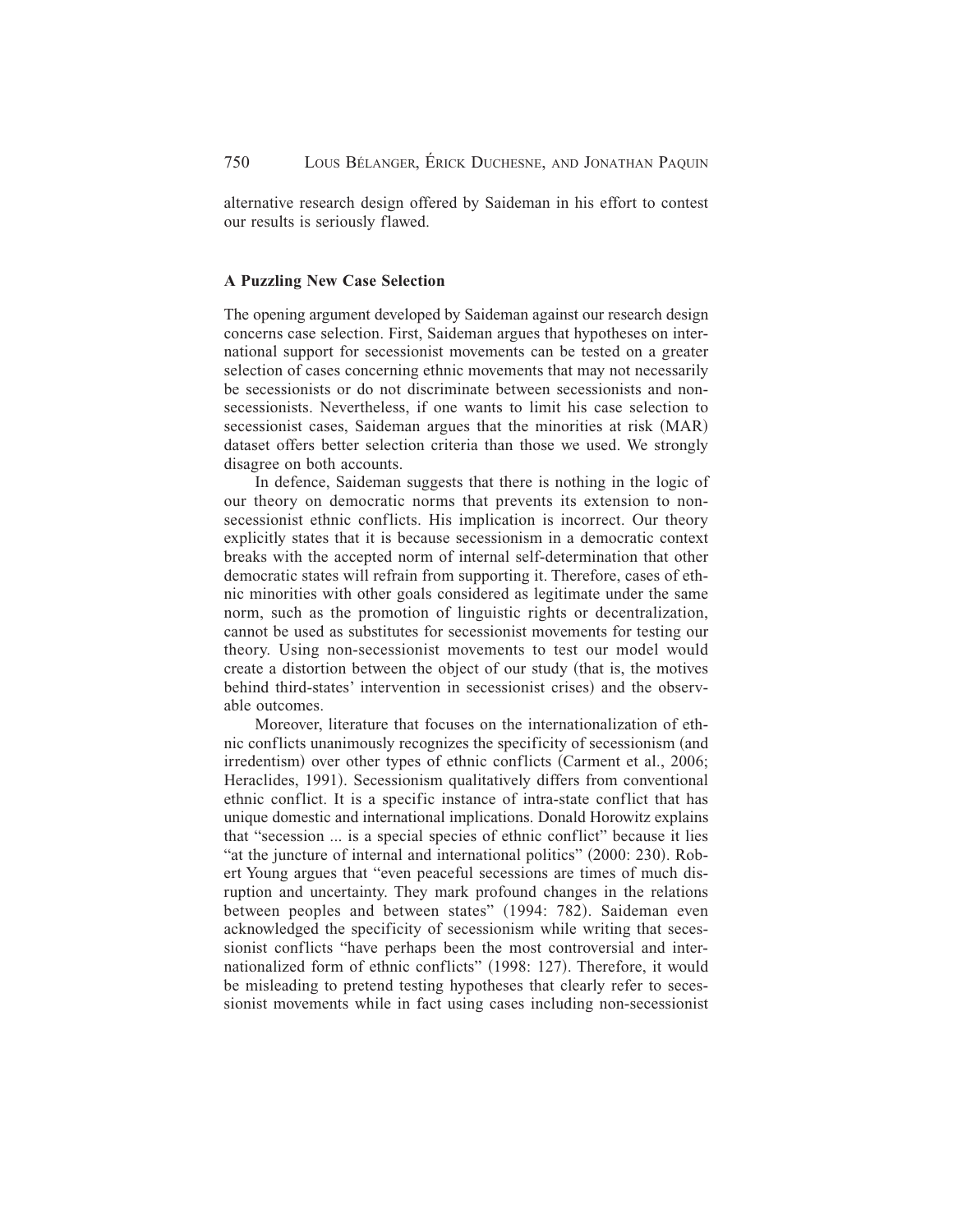alternative research design offered by Saideman in his effort to contest our results is seriously flawed.

### A Puzzling New Case Selection

The opening argument developed by Saideman against our research design concerns case selection. First, Saideman argues that hypotheses on international support for secessionist movements can be tested on a greater selection of cases concerning ethnic movements that may not necessarily be secessionists or do not discriminate between secessionists and non-secessionists. Nevertheless, if one wants to limit his case selection to secessionist cases, Saideman argues that the minorities at risk (MAR) dataset offers better selection criteria than those we used. We strongly disagree on both accounts.

In defence, Saideman suggests that there is nothing in the logic of our theory on democratic norms that prevents its extension to non-secessionist ethnic conflicts. His implication is incorrect. Our theory explicitly states that it is because secessionism in a democratic context breaks with the accepted norm of internal self-determination that other democratic states will refrain from supporting it. Therefore, cases of ethnic minorities with other goals considered as legitimate under the same norm, such as the promotion of linguistic rights or decentralization, cannot be used as substitutes for secessionist movements for testing our theory. Using non-secessionist movements to test our model would create a distortion between the object of our study (that is, the motives behind third-states' intervention in secessionist crises) and the observable outcomes.

Moreover, literature that focuses on the internationalization of ethnic conflicts unanimously recognizes the specificity of secessionism (and irredentism) over other types of ethnic conflicts (Carment et al., 2006; Heraclides, 1991). Secessionism qualitatively differs from conventional ethnic conflict. It is a specific instance of intra-state conflict that has unique domestic and international implications. Donald Horowitz explains that "secession ... is a special species of ethnic conflict" because it lies "at the juncture of internal and international politics" (2000: 230). Robert Young argues that "even peaceful secessions are times of much disruption and uncertainty. They mark profound changes in the relations between peoples and between states" (1994: 782). Saideman even acknowledged the specificity of secessionism while writing that secessionist conflicts "have perhaps been the most controversial and internationalized form of ethnic conflicts" (1998: 127). Therefore, it would be misleading to pretend testing hypotheses that clearly refer to secessionist movements while in fact using cases including non-secessionist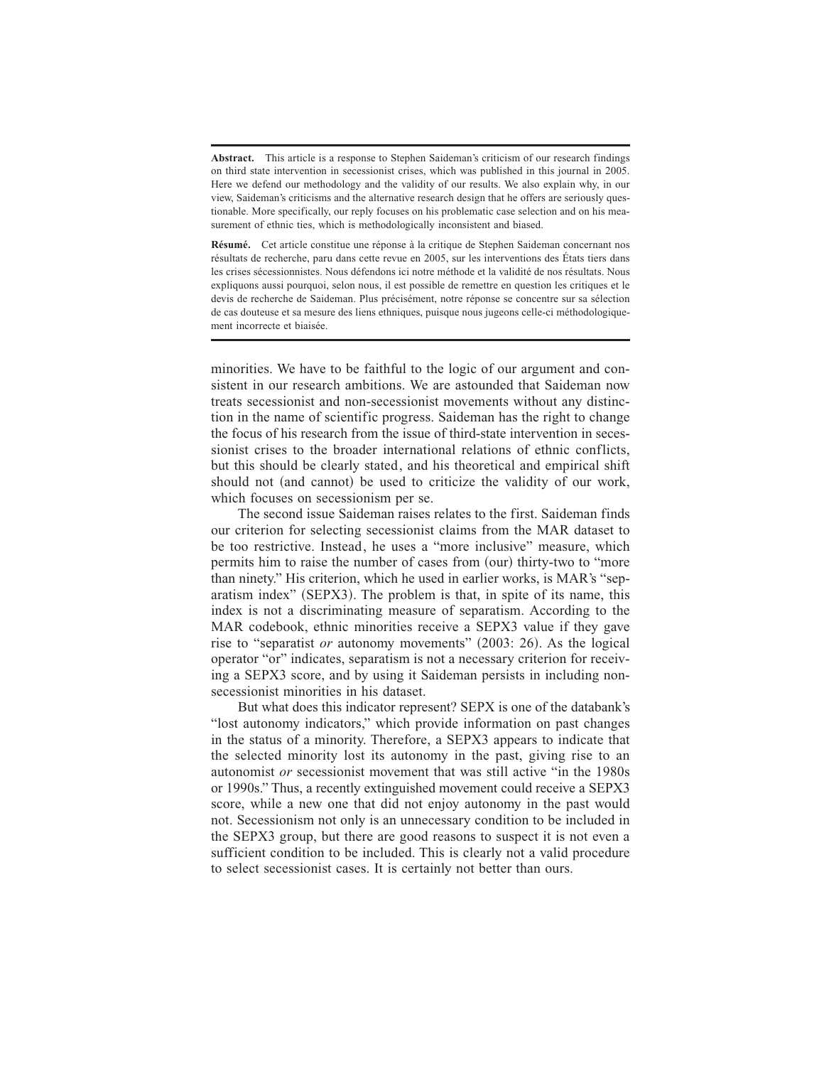**Abstract.** This article is a response to Stephen Saideman's criticism of our research findings on third state intervention in secessionist crises, which was published in this journal in 2005. Here we defend our methodology and the validity of our results. We also explain why, in our view, Saideman's criticisms and the alternative research design that he offers are seriously questionable. More specifically, our reply focuses on his problematic case selection and on his measurement of ethnic ties, which is methodologically inconsistent and biased.

**Résumé.** Cet article constitue une réponse à la critique de Stephen Saideman concernant nos résultats de recherche, paru dans cette revue en 2005, sur les interventions des États tiers dans les crises sécessionnistes. Nous défendons ici notre méthode et la validité de nos résultats. Nous expliquons aussi pourquoi, selon nous, il est possible de remettre en question les critiques et le devis de recherche de Saideman. Plus précisément, notre réponse se concentre sur sa sélection de cas douteuse et sa mesure des liens ethniques, puisque nous jugeons celle-ci méthodologiquement incorrecte et biaisée.

minorities. We have to be faithful to the logic of our argument and consistent in our research ambitions. We are astounded that Saideman now treats secessionist and non-secessionist movements without any distinction in the name of scientific progress. Saideman has the right to change the focus of his research from the issue of third-state intervention in secessionist crises to the broader international relations of ethnic conflicts, but this should be clearly stated, and his theoretical and empirical shift should not (and cannot) be used to criticize the validity of our work, which focuses on secessionism per se.

The second issue Saideman raises relates to the first. Saideman finds our criterion for selecting secessionist claims from the MAR dataset to be too restrictive. Instead, he uses a "more inclusive" measure, which permits him to raise the number of cases from (our) thirty-two to "more than ninety." His criterion, which he used in earlier works, is MAR's "separatism index" (SEPX3). The problem is that, in spite of its name, this index is not a discriminating measure of separatism. According to the MAR codebook, ethnic minorities receive a SEPX3 value if they gave rise to "separatist *or* autonomy movements" (2003: 26). As the logical operator "or" indicates, separatism is not a necessary criterion for receiving a SEPX3 score, and by using it Saideman persists in including non-secessionist minorities in his dataset.

But what does this indicator represent? SEPX is one of the databank's "lost autonomy indicators," which provide information on past changes in the status of a minority. Therefore, a SEPX3 appears to indicate that the selected minority lost its autonomy in the past, giving rise to an autonomist *or* secessionist movement that was still active "in the 1980s or 1990s." Thus, a recently extinguished movement could receive a SEPX3 score, while a new one that did not enjoy autonomy in the past would not. Secessionism not only is an unnecessary condition to be included in the SEPX3 group, but there are good reasons to suspect it is not even a sufficient condition to be included. This is clearly not a valid procedure to select secessionist cases. It is certainly not better than ours.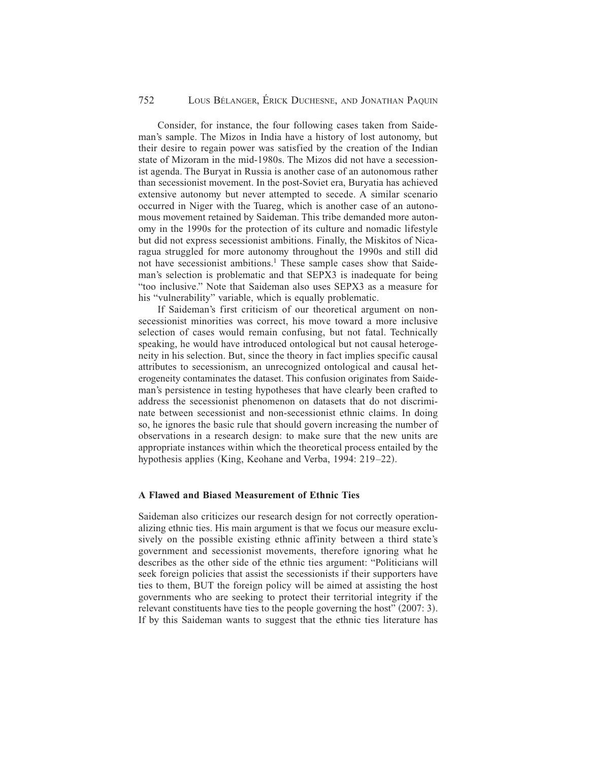Consider, for instance, the four following cases taken from Saideman's sample. The Mizos in India have a history of lost autonomy, but their desire to regain power was satisfied by the creation of the Indian state of Mizoram in the mid-1980s. The Mizos did not have a secessionist agenda. The Buryat in Russia is another case of an autonomous rather than secessionist movement. In the post-Soviet era, Buryatia has achieved extensive autonomy but never attempted to secede. A similar scenario occurred in Niger with the Tuareg, which is another case of an autonomous movement retained by Saideman. This tribe demanded more autonomy in the 1990s for the protection of its culture and nomadic lifestyle but did not express secessionist ambitions. Finally, the Miskitos of Nicaragua struggled for more autonomy throughout the 1990s and still did not have secessionist ambitions.[1] These sample cases show that Saideman's selection is problematic and that SEPX3 is inadequate for being "too inclusive." Note that Saideman also uses SEPX3 as a measure for his "vulnerability" variable, which is equally problematic.

If Saideman's first criticism of our theoretical argument on non-secessionist minorities was correct, his move toward a more inclusive selection of cases would remain confusing, but not fatal. Technically speaking, he would have introduced ontological but not causal heterogeneity in his selection. But, since the theory in fact implies specific causal attributes to secessionism, an unrecognized ontological and causal heterogeneity contaminates the dataset. This confusion originates from Saideman's persistence in testing hypotheses that have clearly been crafted to address the secessionist phenomenon on datasets that do not discriminate between secessionist and non-secessionist ethnic claims. In doing so, he ignores the basic rule that should govern increasing the number of observations in a research design: to make sure that the new units are appropriate instances within which the theoretical process entailed by the hypothesis applies (King, Keohane and Verba, 1994: 219–22).

### A Flawed and Biased Measurement of Ethnic Ties

Saideman also criticizes our research design for not correctly operationalizing ethnic ties. His main argument is that we focus our measure exclusively on the possible existing ethnic affinity between a third state's government and secessionist movements, therefore ignoring what he describes as the other side of the ethnic ties argument: "Politicians will seek foreign policies that assist the secessionists if their supporters have ties to them, BUT the foreign policy will be aimed at assisting the host governments who are seeking to protect their territorial integrity if the relevant constituents have ties to the people governing the host" (2007: 3). If by this Saideman wants to suggest that the ethnic ties literature has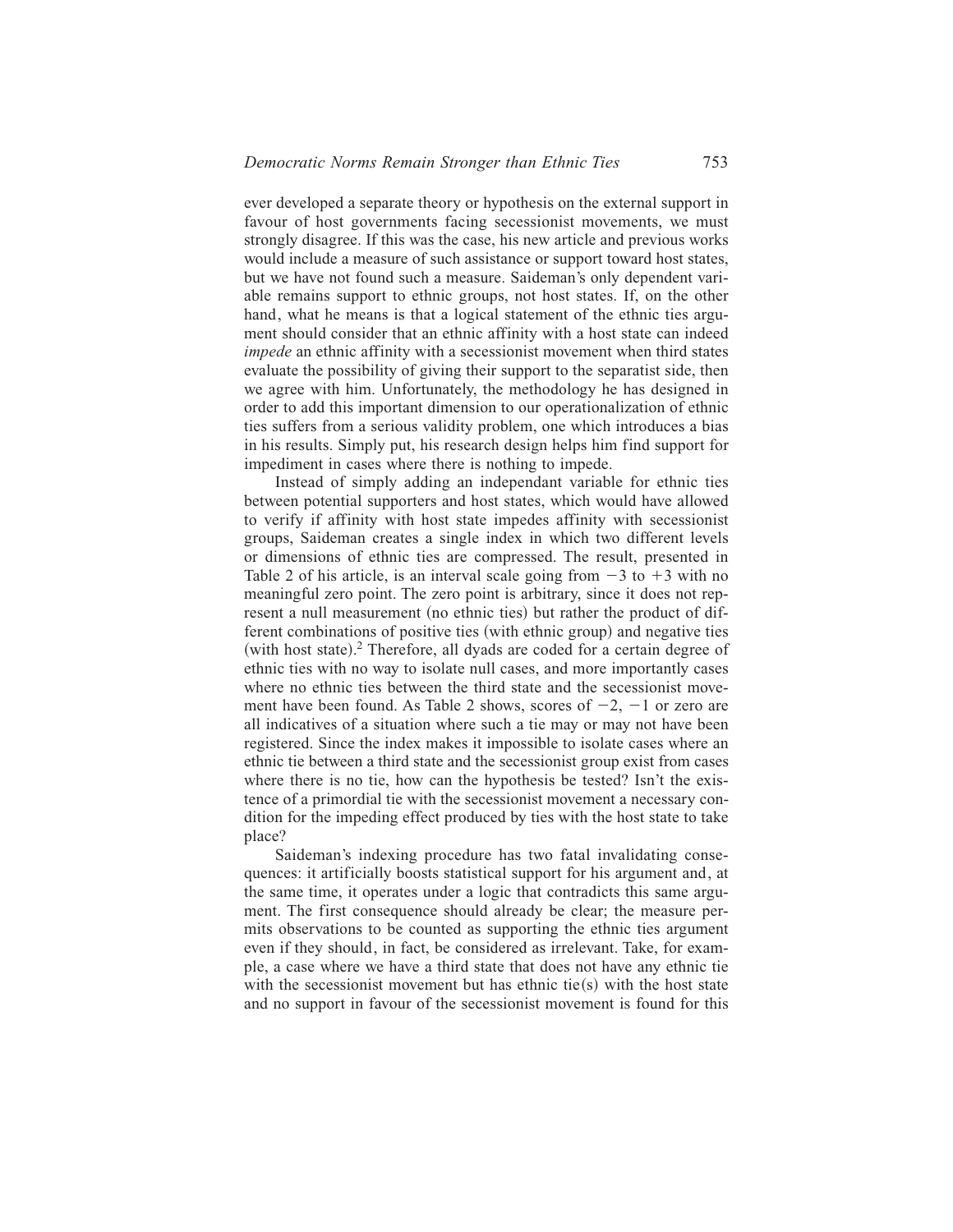ever developed a separate theory or hypothesis on the external support in favour of host governments facing secessionist movements, we must strongly disagree. If this was the case, his new article and previous works would include a measure of such assistance or support toward host states, but we have not found such a measure. Saideman's only dependent variable remains support to ethnic groups, not host states. If, on the other hand, what he means is that a logical statement of the ethnic ties argument should consider that an ethnic affinity with a host state can indeed *impede* an ethnic affinity with a secessionist movement when third states evaluate the possibility of giving their support to the separatist side, then we agree with him. Unfortunately, the methodology he has designed in order to add this important dimension to our operationalization of ethnic ties suffers from a serious validity problem, one which introduces a bias in his results. Simply put, his research design helps him find support for impediment in cases where there is nothing to impede.

Instead of simply adding an independant variable for ethnic ties between potential supporters and host states, which would have allowed to verify if affinity with host state impedes affinity with secessionist groups, Saideman creates a single index in which two different levels or dimensions of ethnic ties are compressed. The result, presented in Table 2 of his article, is an interval scale going from $-3$ to $+3$ with no meaningful zero point. The zero point is arbitrary, since it does not represent a null measurement (no ethnic ties) but rather the product of different combinations of positive ties (with ethnic group) and negative ties (with host state).[2] Therefore, all dyads are coded for a certain degree of ethnic ties with no way to isolate null cases, and more importantly cases where no ethnic ties between the third state and the secessionist movement have been found. As Table 2 shows, scores of $-2$, $-1$ or zero are all indicatives of a situation where such a tie may or may not have been registered. Since the index makes it impossible to isolate cases where an ethnic tie between a third state and the secessionist group exist from cases where there is no tie, how can the hypothesis be tested? Isn't the existence of a primordial tie with the secessionist movement a necessary condition for the impeding effect produced by ties with the host state to take place?

Saideman's indexing procedure has two fatal invalidating consequences: it artificially boosts statistical support for his argument and, at the same time, it operates under a logic that contradicts this same argument. The first consequence should already be clear; the measure permits observations to be counted as supporting the ethnic ties argument even if they should, in fact, be considered as irrelevant. Take, for example, a case where we have a third state that does not have any ethnic tie with the secessionist movement but has ethnic tie(s) with the host state and no support in favour of the secessionist movement is found for this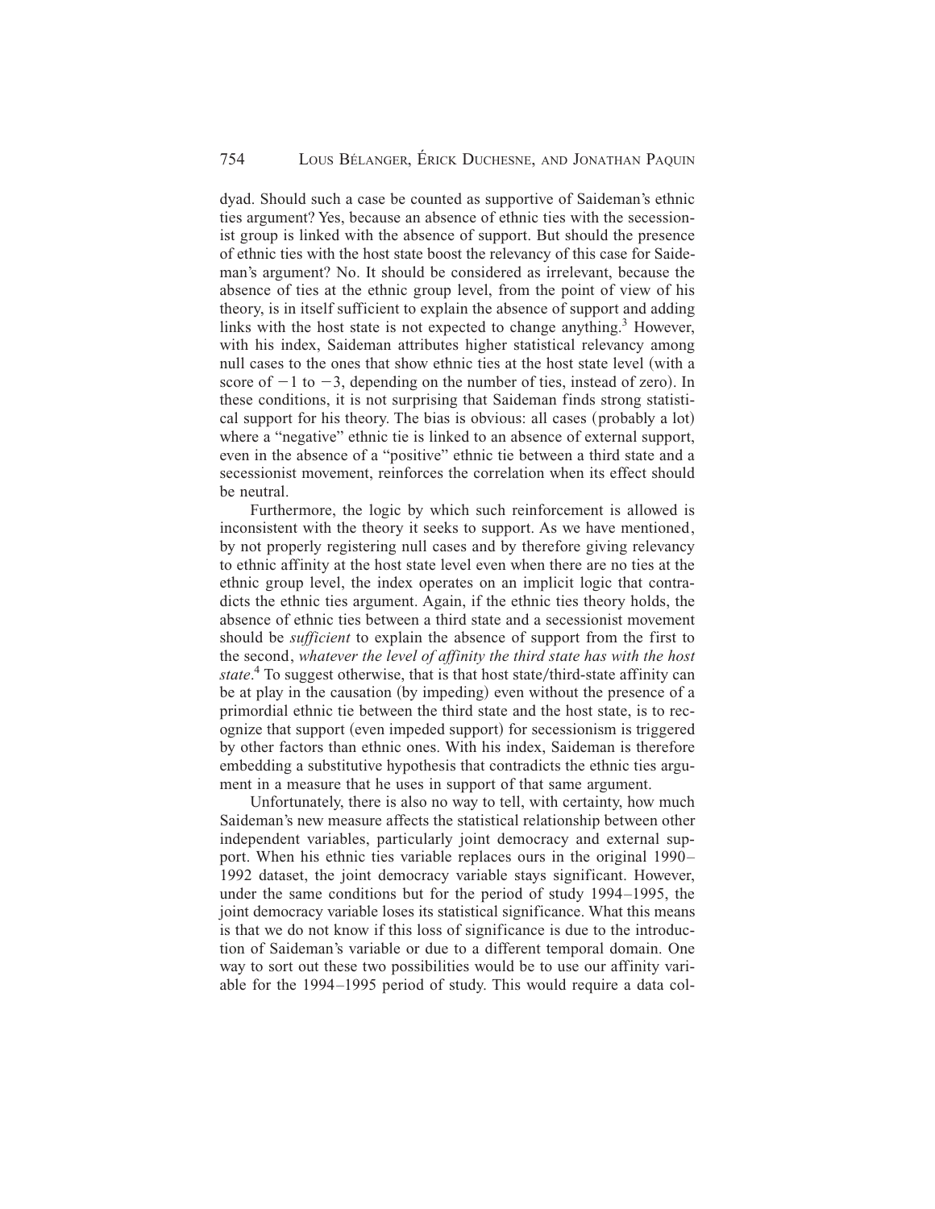dyad. Should such a case be counted as supportive of Saideman's ethnic ties argument? Yes, because an absence of ethnic ties with the secessionist group is linked with the absence of support. But should the presence of ethnic ties with the host state boost the relevancy of this case for Saideman's argument? No. It should be considered as irrelevant, because the absence of ties at the ethnic group level, from the point of view of his theory, is in itself sufficient to explain the absence of support and adding links with the host state is not expected to change anything.[3] However, with his index, Saideman attributes higher statistical relevancy among null cases to the ones that show ethnic ties at the host state level (with a score of $-1$ to $-3$, depending on the number of ties, instead of zero). In these conditions, it is not surprising that Saideman finds strong statistical support for his theory. The bias is obvious: all cases (probably a lot) where a "negative" ethnic tie is linked to an absence of external support, even in the absence of a "positive" ethnic tie between a third state and a secessionist movement, reinforces the correlation when its effect should be neutral.

Furthermore, the logic by which such reinforcement is allowed is inconsistent with the theory it seeks to support. As we have mentioned, by not properly registering null cases and by therefore giving relevancy to ethnic affinity at the host state level even when there are no ties at the ethnic group level, the index operates on an implicit logic that contradicts the ethnic ties argument. Again, if the ethnic ties theory holds, the absence of ethnic ties between a third state and a secessionist movement should be *sufficient* to explain the absence of support from the first to the second, *whatever the level of affinity the third state has with the host state*.[4] To suggest otherwise, that is that host state/third-state affinity can be at play in the causation (by impeding) even without the presence of a primordial ethnic tie between the third state and the host state, is to recognize that support (even impeded support) for secessionism is triggered by other factors than ethnic ones. With his index, Saideman is therefore embedding a substitutive hypothesis that contradicts the ethnic ties argument in a measure that he uses in support of that same argument.

Unfortunately, there is also no way to tell, with certainty, how much Saideman's new measure affects the statistical relationship between other independent variables, particularly joint democracy and external support. When his ethnic ties variable replaces ours in the original 1990–1992 dataset, the joint democracy variable stays significant. However, under the same conditions but for the period of study 1994–1995, the joint democracy variable loses its statistical significance. What this means is that we do not know if this loss of significance is due to the introduction of Saideman's variable or due to a different temporal domain. One way to sort out these two possibilities would be to use our affinity variable for the 1994–1995 period of study. This would require a data col-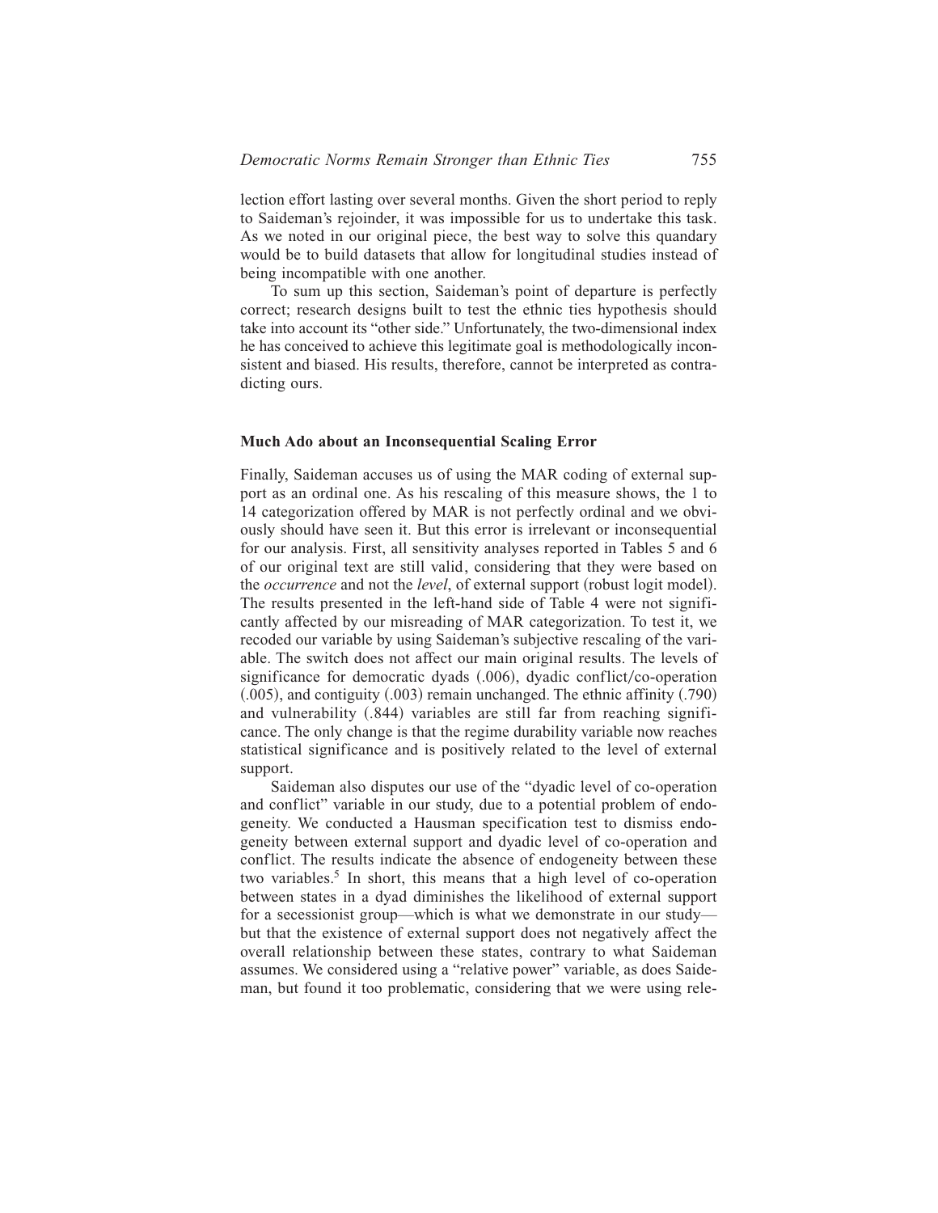lection effort lasting over several months. Given the short period to reply to Saideman's rejoinder, it was impossible for us to undertake this task. As we noted in our original piece, the best way to solve this quandary would be to build datasets that allow for longitudinal studies instead of being incompatible with one another.

To sum up this section, Saideman's point of departure is perfectly correct; research designs built to test the ethnic ties hypothesis should take into account its "other side." Unfortunately, the two-dimensional index he has conceived to achieve this legitimate goal is methodologically inconsistent and biased. His results, therefore, cannot be interpreted as contradicting ours.

### Much Ado about an Inconsequential Scaling Error

Finally, Saideman accuses us of using the MAR coding of external support as an ordinal one. As his rescaling of this measure shows, the 1 to 14 categorization offered by MAR is not perfectly ordinal and we obviously should have seen it. But this error is irrelevant or inconsequential for our analysis. First, all sensitivity analyses reported in Tables 5 and 6 of our original text are still valid, considering that they were based on the *occurrence* and not the *level*, of external support (robust logit model). The results presented in the left-hand side of Table 4 were not significantly affected by our misreading of MAR categorization. To test it, we recoded our variable by using Saideman's subjective rescaling of the variable. The switch does not affect our main original results. The levels of significance for democratic dyads (.006), dyadic conflict/co-operation (.005), and contiguity (.003) remain unchanged. The ethnic affinity (.790) and vulnerability (.844) variables are still far from reaching significance. The only change is that the regime durability variable now reaches statistical significance and is positively related to the level of external support.

Saideman also disputes our use of the "dyadic level of co-operation and conflict" variable in our study, due to a potential problem of endogeneity. We conducted a Hausman specification test to dismiss endogeneity between external support and dyadic level of co-operation and conflict. The results indicate the absence of endogeneity between these two variables.[5] In short, this means that a high level of co-operation between states in a dyad diminishes the likelihood of external support for a secessionist group—which is what we demonstrate in our study—but that the existence of external support does not negatively affect the overall relationship between these states, contrary to what Saideman assumes. We considered using a "relative power" variable, as does Saideman, but found it too problematic, considering that we were using rele-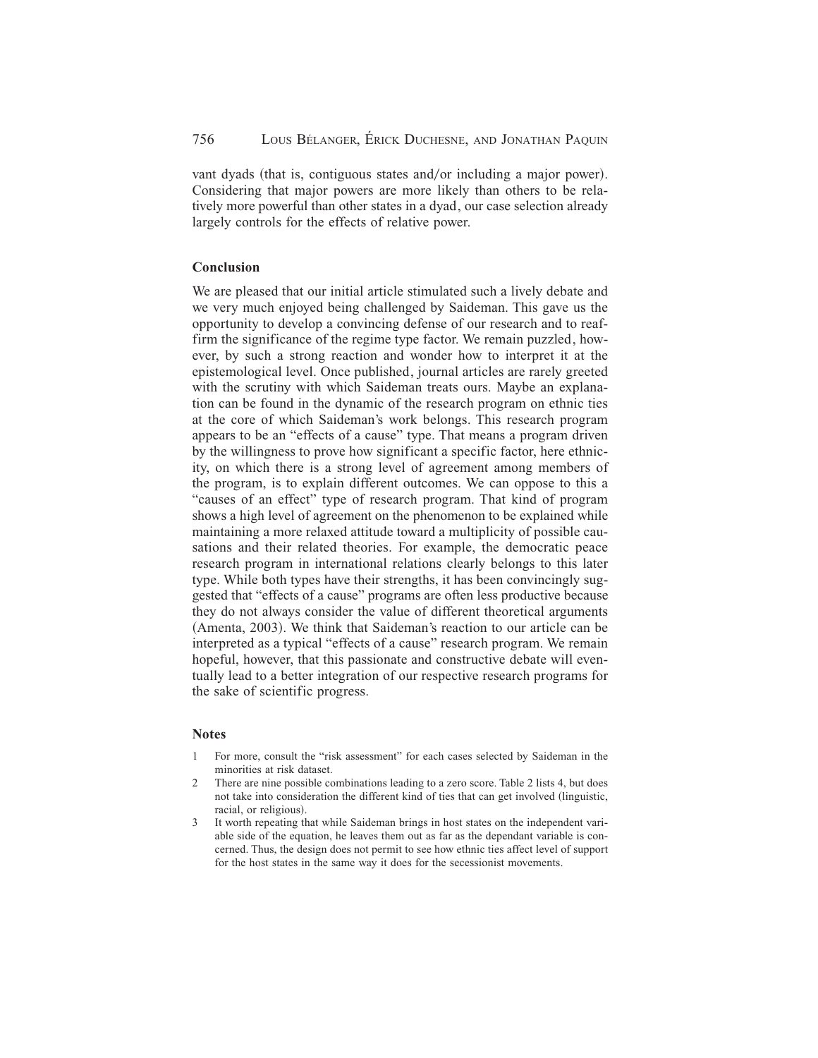vant dyads (that is, contiguous states and/or including a major power). Considering that major powers are more likely than others to be relatively more powerful than other states in a dyad, our case selection already largely controls for the effects of relative power.

## Conclusion

We are pleased that our initial article stimulated such a lively debate and we very much enjoyed being challenged by Saideman. This gave us the opportunity to develop a convincing defense of our research and to reaffirm the significance of the regime type factor. We remain puzzled, however, by such a strong reaction and wonder how to interpret it at the epistemological level. Once published, journal articles are rarely greeted with the scrutiny with which Saideman treats ours. Maybe an explanation can be found in the dynamic of the research program on ethnic ties at the core of which Saideman's work belongs. This research program appears to be an "effects of a cause" type. That means a program driven by the willingness to prove how significant a specific factor, here ethnicity, on which there is a strong level of agreement among members of the program, is to explain different outcomes. We can oppose to this a "causes of an effect" type of research program. That kind of program shows a high level of agreement on the phenomenon to be explained while maintaining a more relaxed attitude toward a multiplicity of possible causations and their related theories. For example, the democratic peace research program in international relations clearly belongs to this later type. While both types have their strengths, it has been convincingly suggested that "effects of a cause" programs are often less productive because they do not always consider the value of different theoretical arguments (Amenta, 2003). We think that Saideman's reaction to our article can be interpreted as a typical "effects of a cause" research program. We remain hopeful, however, that this passionate and constructive debate will eventually lead to a better integration of our respective research programs for the sake of scientific progress.

## Notes

1. For more, consult the "risk assessment" for each cases selected by Saideman in the minorities at risk dataset.
2. There are nine possible combinations leading to a zero score. Table 2 lists 4, but does not take into consideration the different kind of ties that can get involved (linguistic, racial, or religious).
3. It worth repeating that while Saideman brings in host states on the independent variable side of the equation, he leaves them out as far as the dependant variable is concerned. Thus, the design does not permit to see how ethnic ties affect level of support for the host states in the same way it does for the secessionist movements.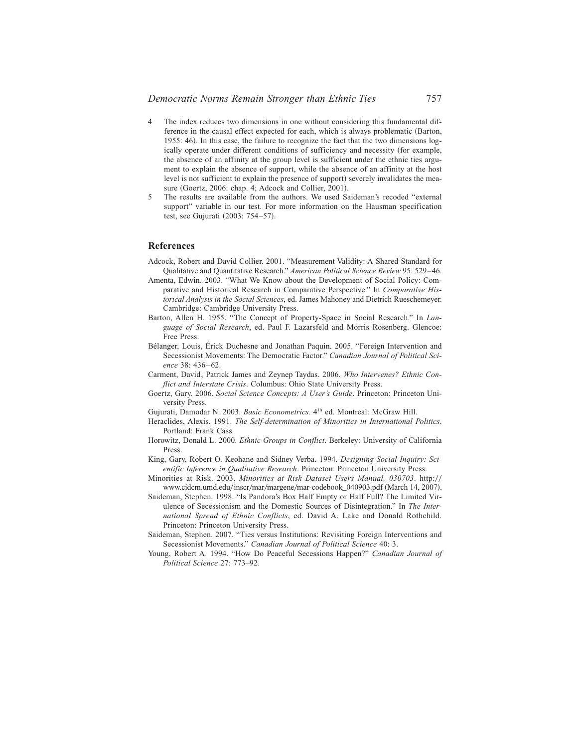4 The index reduces two dimensions in one without considering this fundamental difference in the causal effect expected for each, which is always problematic (Barton, 1955: 46). In this case, the failure to recognize the fact that the two dimensions logically operate under different conditions of sufficiency and necessity (for example, the absence of an affinity at the group level is sufficient under the ethnic ties argument to explain the absence of support, while the absence of an affinity at the host level is not sufficient to explain the presence of support) severely invalidates the measure (Goertz, 2006: chap. 4; Adcock and Collier, 2001).

5 The results are available from the authors. We used Saideman's recoded "external support" variable in our test. For more information on the Hausman specification test, see Gujurati (2003: 754–57).

## References

Adcock, Robert and David Collier. 2001. "Measurement Validity: A Shared Standard for Qualitative and Quantitative Research." *American Political Science Review* 95: 529–46.

Amenta, Edwin. 2003. "What We Know about the Development of Social Policy: Comparative and Historical Research in Comparative Perspective." In *Comparative Historical Analysis in the Social Sciences*, ed. James Mahoney and Dietrich Rueschemeyer. Cambridge: Cambridge University Press.

Barton, Allen H. 1955. "The Concept of Property-Space in Social Research." In *Language of Social Research*, ed. Paul F. Lazarsfeld and Morris Rosenberg. Glencoe: Free Press.

Bélanger, Louis, Érick Duchesne and Jonathan Paquin. 2005. "Foreign Intervention and Secessionist Movements: The Democratic Factor." *Canadian Journal of Political Science* 38: 436–62.

Carment, David, Patrick James and Zeynep Taydas. 2006. *Who Intervenes? Ethnic Conflict and Interstate Crisis*. Columbus: Ohio State University Press.

Goertz, Gary. 2006. *Social Science Concepts: A User's Guide*. Princeton: Princeton University Press.

Gujurati, Damodar N. 2003. *Basic Econometrics*. 4th ed. Montreal: McGraw Hill.

Heraclides, Alexis. 1991. *The Self-determination of Minorities in International Politics*. Portland: Frank Cass.

Horowitz, Donald L. 2000. *Ethnic Groups in Conflict*. Berkeley: University of California Press.

King, Gary, Robert O. Keohane and Sidney Verba. 1994. *Designing Social Inquiry: Scientific Inference in Qualitative Research*. Princeton: Princeton University Press.

Minorities at Risk. 2003. *Minorities at Risk Dataset Users Manual, 030703*. http://www.cidcm.umd.edu/inscr/mar/margene/mar-codebook_040903.pdf (March 14, 2007).

Saideman, Stephen. 1998. "Is Pandora's Box Half Empty or Half Full? The Limited Virulence of Secessionism and the Domestic Sources of Disintegration." In *The International Spread of Ethnic Conflicts*, ed. David A. Lake and Donald Rothchild. Princeton: Princeton University Press.

Saideman, Stephen. 2007. "Ties versus Institutions: Revisiting Foreign Interventions and Secessionist Movements." *Canadian Journal of Political Science* 40: 3.

Young, Robert A. 1994. "How Do Peaceful Secessions Happen?" *Canadian Journal of Political Science* 27: 773–92.